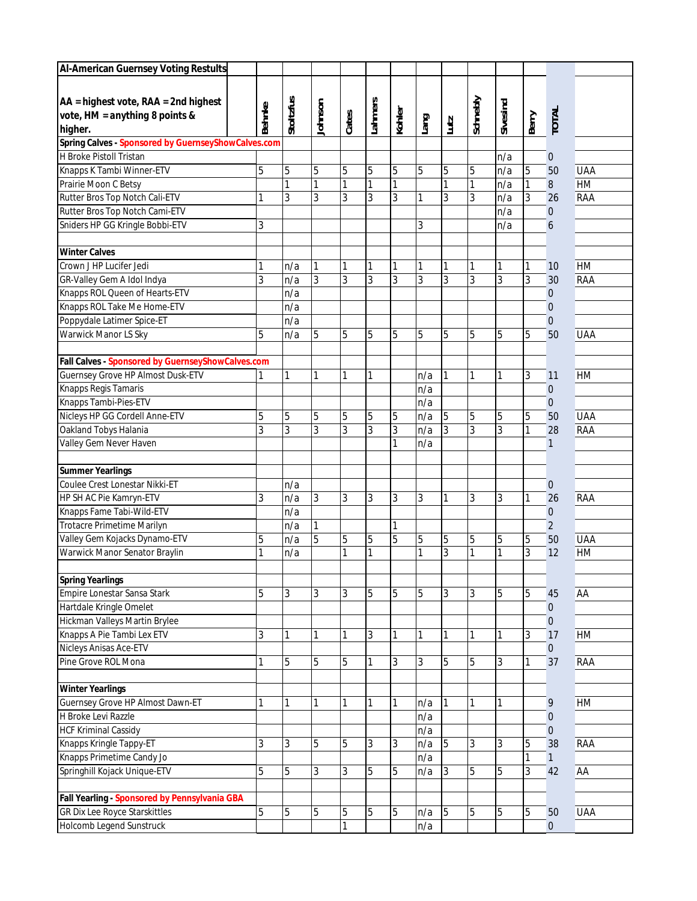| Al-American Guernsey Voting Restults | Behnke | Stoltzfus | Johnson | Cates | Lahmers | Kohler | Lang | Lutz | Schnebly | Sivesind | Berry | TOTAL | |
|---|---|---|---|---|---|---|---|---|---|---|---|---|---|
| AA = highest vote, RAA = 2nd highest vote, HM = anything 8 points & higher. | | | | | | | | | | | | | |
| **Spring Calves - Sponsored by GuernseyShowCalves.com** | | | | | | | | | | | | | |
| H Broke Pistoll Tristan | | | | | | | | | | n/a | | 0 | |
| Knapps K Tambi Winner-ETV | 5 | 5 | 5 | 5 | 5 | 5 | 5 | 5 | 5 | n/a | 5 | 50 | UAA |
| Prairie Moon C Betsy | | 1 | 1 | 1 | 1 | 1 | | 1 | 1 | n/a | 1 | 8 | HM |
| Rutter Bros Top Notch Cali-ETV | 1 | 3 | 3 | 3 | 3 | 3 | 1 | 3 | 3 | n/a | 3 | 26 | RAA |
| Rutter Bros Top Notch Cami-ETV | | | | | | | | | | n/a | | 0 | |
| Sniders HP GG Kringle Bobbi-ETV | 3 | | | | | | 3 | | | n/a | | 6 | |
| | | | | | | | | | | | | | |
| **Winter Calves** | | | | | | | | | | | | | |
| Crown J HP Lucifer Jedi | 1 | n/a | 1 | 1 | 1 | 1 | 1 | 1 | 1 | 1 | 1 | 10 | HM |
| GR-Valley Gem A Idol Indya | 3 | n/a | 3 | 3 | 3 | 3 | 3 | 3 | 3 | 3 | 3 | 30 | RAA |
| Knapps ROL Queen of Hearts-ETV | | n/a | | | | | | | | | | 0 | |
| Knapps ROL Take Me Home-ETV | | n/a | | | | | | | | | | 0 | |
| Poppydale Latimer Spice-ET | | n/a | | | | | | | | | | 0 | |
| Warwick Manor LS Sky | 5 | n/a | 5 | 5 | 5 | 5 | 5 | 5 | 5 | 5 | 5 | 50 | UAA |
| | | | | | | | | | | | | | |
| **Fall Calves - Sponsored by GuernseyShowCalves.com** | | | | | | | | | | | | | |
| Guernsey Grove HP Almost Dusk-ETV | 1 | 1 | 1 | 1 | 1 | | n/a | 1 | 1 | 1 | 3 | 11 | HM |
| Knapps Regis Tamaris | | | | | | | n/a | | | | | 0 | |
| Knapps Tambi-Pies-ETV | | | | | | | n/a | | | | | 0 | |
| Nicleys HP GG Cordell Anne-ETV | 5 | 5 | 5 | 5 | 5 | 5 | n/a | 5 | 5 | 5 | 5 | 50 | UAA |
| Oakland Tobys Halania | 3 | 3 | 3 | 3 | 3 | 3 | n/a | 3 | 3 | 3 | 1 | 28 | RAA |
| Valley Gem Never Haven | | | | | | 1 | n/a | | | | | 1 | |
| | | | | | | | | | | | | | |
| **Summer Yearlings** | | | | | | | | | | | | | |
| Coulee Crest Lonestar Nikki-ET | | n/a | | | | | | | | | | 0 | |
| HP SH AC Pie Kamryn-ETV | 3 | n/a | 3 | 3 | 3 | 3 | 3 | 1 | 3 | 3 | 1 | 26 | RAA |
| Knapps Fame Tabi-Wild-ETV | | n/a | | | | | | | | | | 0 | |
| Trotacre Primetime Marilyn | | n/a | 1 | | | 1 | | | | | | 2 | |
| Valley Gem Kojacks Dynamo-ETV | 5 | n/a | 5 | 5 | 5 | 5 | 5 | 5 | 5 | 5 | 5 | 50 | UAA |
| Warwick Manor Senator Braylin | 1 | n/a | | 1 | 1 | | 1 | 3 | 1 | 1 | 3 | 12 | HM |
| | | | | | | | | | | | | | |
| **Spring Yearlings** | | | | | | | | | | | | | |
| Empire Lonestar Sansa Stark | 5 | 3 | 3 | 3 | 5 | 5 | 5 | 3 | 3 | 5 | 5 | 45 | AA |
| Hartdale Kringle Omelet | | | | | | | | | | | | 0 | |
| Hickman Valleys Martin Brylee | | | | | | | | | | | | 0 | |
| Knapps A Pie Tambi Lex ETV | 3 | 1 | 1 | 1 | 3 | 1 | 1 | 1 | 1 | 1 | 3 | 17 | HM |
| Nicleys Anisas Ace-ETV | | | | | | | | | | | | 0 | |
| Pine Grove ROL Mona | 1 | 5 | 5 | 5 | 1 | 3 | 3 | 5 | 5 | 3 | 1 | 37 | RAA |
| | | | | | | | | | | | | | |
| **Winter Yearlings** | | | | | | | | | | | | | |
| Guernsey Grove HP Almost Dawn-ET | 1 | 1 | 1 | 1 | 1 | 1 | n/a | 1 | 1 | 1 | | 9 | HM |
| H Broke Levi Razzle | | | | | | | n/a | | | | | 0 | |
| HCF Kriminal Cassidy | | | | | | | n/a | | | | | 0 | |
| Knapps Kringle Tappy-ET | 3 | 3 | 5 | 5 | 3 | 3 | n/a | 5 | 3 | 3 | 5 | 38 | RAA |
| Knapps Primetime Candy Jo | | | | | | | n/a | | | | 1 | 1 | |
| Springhill Kojack Unique-ETV | 5 | 5 | 3 | 3 | 5 | 5 | n/a | 3 | 5 | 5 | 3 | 42 | AA |
| | | | | | | | | | | | | | |
| **Fall Yearling - Sponsored by Pennsylvania GBA** | | | | | | | | | | | | | |
| GR Dix Lee Royce Starskittles | 5 | 5 | 5 | 5 | 5 | 5 | n/a | 5 | 5 | 5 | 5 | 50 | UAA |
| Holcomb Legend Sunstruck | | | | 1 | | | n/a | | | | | 0 | |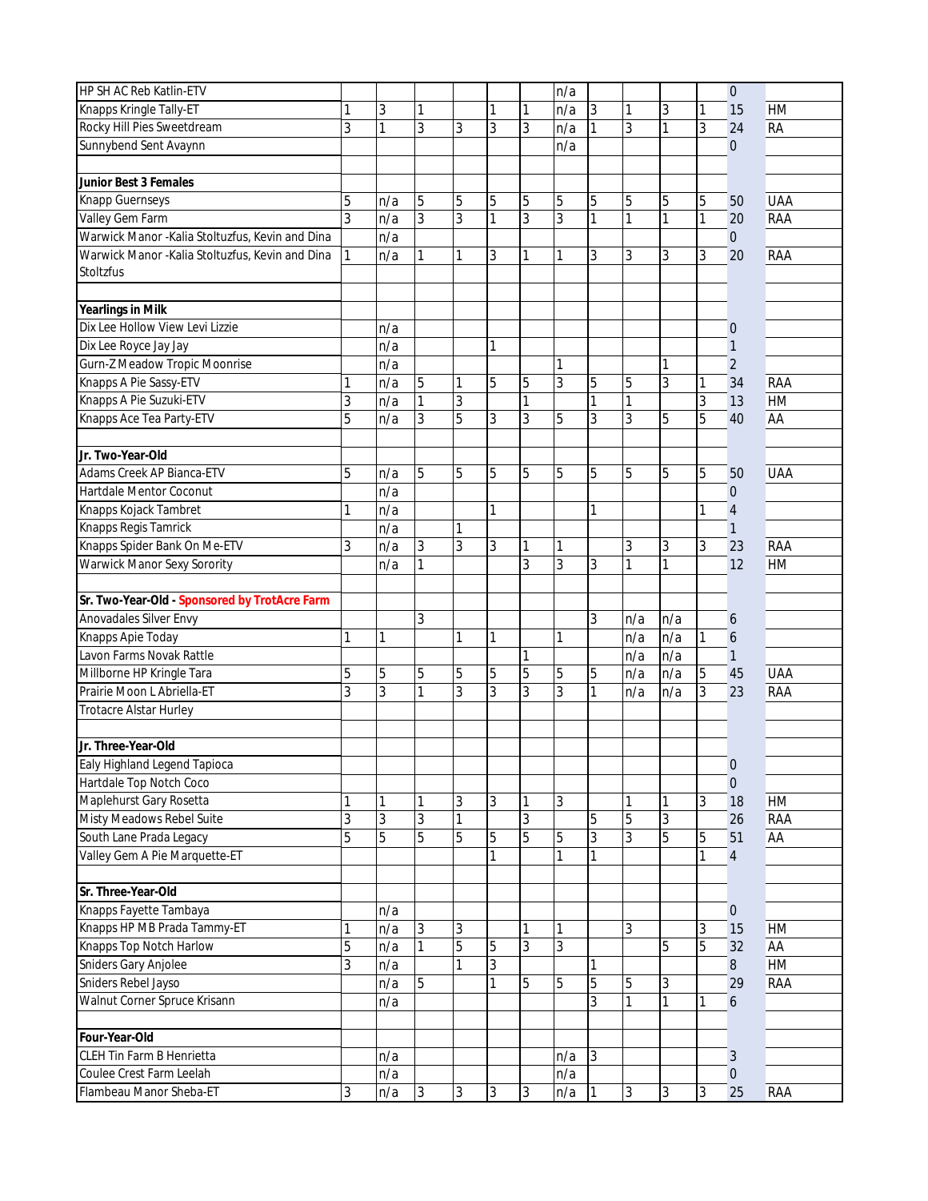| | | | | | | | | | | | | Total | Award |
|---|---|---|---|---|---|---|---|---|---|---|---|---|---|
| HP SH AC Reb Katlin-ETV | | | | | | | n/a | | | | | 0 | |
| Knapps Kringle Tally-ET | 1 | 3 | 1 | | 1 | 1 | n/a | 3 | 1 | 3 | 1 | 15 | HM |
| Rocky Hill Pies Sweetdream | 3 | 1 | 3 | 3 | 3 | 3 | n/a | 1 | 3 | 1 | 3 | 24 | RA |
| Sunnybend Sent Avaynn | | | | | | | n/a | | | | | 0 | |
| | | | | | | | | | | | | | |
| **Junior Best 3 Females** | | | | | | | | | | | | | |
| Knapp Guernseys | 5 | n/a | 5 | 5 | 5 | 5 | 5 | 5 | 5 | 5 | 5 | 50 | UAA |
| Valley Gem Farm | 3 | n/a | 3 | 3 | 1 | 3 | 3 | 1 | 1 | 1 | 1 | 20 | RAA |
| Warwick Manor -Kalia Stoltuzfus, Kevin and Dina | | n/a | | | | | | | | | | 0 | |
| Warwick Manor -Kalia Stoltuzfus, Kevin and Dina Stoltzfus | 1 | n/a | 1 | 1 | 3 | 1 | 1 | 3 | 3 | 3 | 3 | 20 | RAA |
| | | | | | | | | | | | | | |
| **Yearlings in Milk** | | | | | | | | | | | | | |
| Dix Lee Hollow View Levi Lizzie | | n/a | | | | | | | | | | 0 | |
| Dix Lee Royce Jay Jay | | n/a | | | 1 | | | | | | | 1 | |
| Gurn-Z Meadow Tropic Moonrise | | n/a | | | | | 1 | | | 1 | | 2 | |
| Knapps A Pie Sassy-ETV | 1 | n/a | 5 | 1 | 5 | 5 | 3 | 5 | 5 | 3 | 1 | 34 | RAA |
| Knapps A Pie Suzuki-ETV | 3 | n/a | 1 | 3 | | 1 | | 1 | 1 | | 3 | 13 | HM |
| Knapps Ace Tea Party-ETV | 5 | n/a | 3 | 5 | 3 | 3 | 5 | 3 | 3 | 5 | 5 | 40 | AA |
| | | | | | | | | | | | | | |
| **Jr. Two-Year-Old** | | | | | | | | | | | | | |
| Adams Creek AP Bianca-ETV | 5 | n/a | 5 | 5 | 5 | 5 | 5 | 5 | 5 | 5 | 5 | 50 | UAA |
| Hartdale Mentor Coconut | | n/a | | | | | | | | | | 0 | |
| Knapps Kojack Tambret | 1 | n/a | | | 1 | | | 1 | | | 1 | 4 | |
| Knapps Regis Tamrick | | n/a | | 1 | | | | | | | | 1 | |
| Knapps Spider Bank On Me-ETV | 3 | n/a | 3 | 3 | 3 | 1 | 1 | | 3 | 3 | 3 | 23 | RAA |
| Warwick Manor Sexy Sorority | | n/a | 1 | | | 3 | 3 | 3 | 1 | 1 | | 12 | HM |
| | | | | | | | | | | | | | |
| **Sr. Two-Year-Old - Sponsored by TrotAcre Farm** | | | | | | | | | | | | | |
| Anovadales Silver Envy | | | 3 | | | | | 3 | n/a | n/a | | 6 | |
| Knapps Apie Today | 1 | 1 | | 1 | 1 | | 1 | | n/a | n/a | 1 | 6 | |
| Lavon Farms Novak Rattle | | | | | | 1 | | | n/a | n/a | | 1 | |
| Millborne HP Kringle Tara | 5 | 5 | 5 | 5 | 5 | 5 | 5 | 5 | n/a | n/a | 5 | 45 | UAA |
| Prairie Moon L Abriella-ET | 3 | 3 | 1 | 3 | 3 | 3 | 3 | 1 | n/a | n/a | 3 | 23 | RAA |
| Trotacre Alstar Hurley | | | | | | | | | | | | | |
| | | | | | | | | | | | | | |
| **Jr. Three-Year-Old** | | | | | | | | | | | | | |
| Ealy Highland Legend Tapioca | | | | | | | | | | | | 0 | |
| Hartdale Top Notch Coco | | | | | | | | | | | | 0 | |
| Maplehurst Gary Rosetta | 1 | 1 | 1 | 3 | 3 | 1 | 3 | | 1 | 1 | 3 | 18 | HM |
| Misty Meadows Rebel Suite | 3 | 3 | 3 | 1 | | 3 | | 5 | 5 | 3 | | 26 | RAA |
| South Lane Prada Legacy | 5 | 5 | 5 | 5 | 5 | 5 | 5 | 3 | 3 | 5 | 5 | 51 | AA |
| Valley Gem A Pie Marquette-ET | | | | | 1 | | 1 | 1 | | | 1 | 4 | |
| | | | | | | | | | | | | | |
| **Sr. Three-Year-Old** | | | | | | | | | | | | | |
| Knapps Fayette Tambaya | | n/a | | | | | | | | | | 0 | |
| Knapps HP MB Prada Tammy-ET | 1 | n/a | 3 | 3 | | 1 | 1 | | 3 | | 3 | 15 | HM |
| Knapps Top Notch Harlow | 5 | n/a | 1 | 5 | 5 | 3 | 3 | | | 5 | 5 | 32 | AA |
| Sniders Gary Anjolee | 3 | n/a | | 1 | 3 | | | 1 | | | | 8 | HM |
| Sniders Rebel Jayso | | n/a | 5 | | 1 | 5 | 5 | 5 | 5 | 3 | | 29 | RAA |
| Walnut Corner Spruce Krisann | | n/a | | | | | | 3 | 1 | 1 | 1 | 6 | |
| | | | | | | | | | | | | | |
| **Four-Year-Old** | | | | | | | | | | | | | |
| CLEH Tin Farm B Henrietta | | n/a | | | | | n/a | 3 | | | | 3 | |
| Coulee Crest Farm Leelah | | n/a | | | | | n/a | | | | | 0 | |
| Flambeau Manor Sheba-ET | 3 | n/a | 3 | 3 | 3 | 3 | n/a | 1 | 3 | 3 | 3 | 25 | RAA |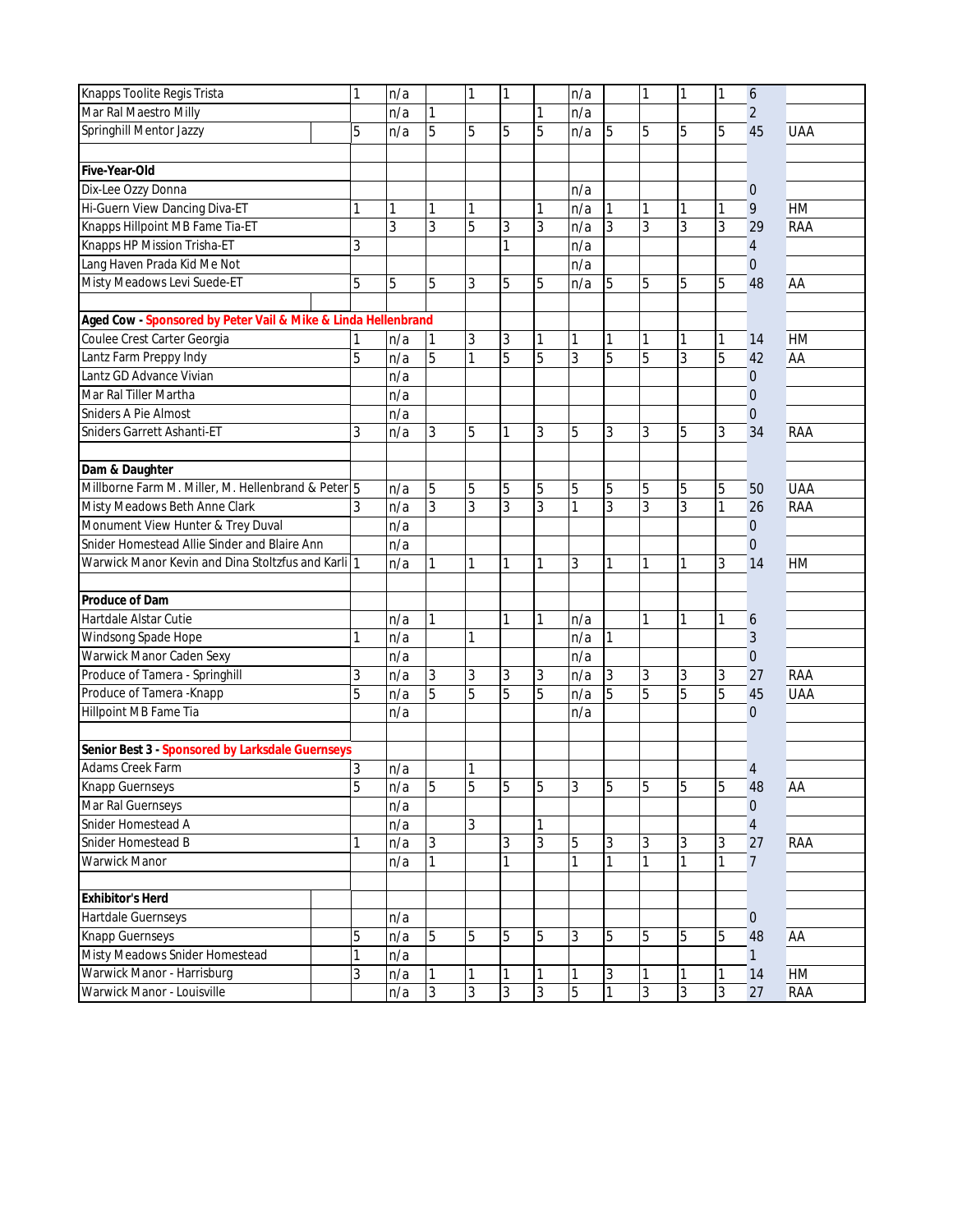| | | | | | | | | | | | | | |
|---|---|---|---|---|---|---|---|---|---|---|---|---|---|
| Knapps Toolite Regis Trista | 1 | n/a | | 1 | 1 | | n/a | | 1 | 1 | 1 | 6 | |
| Mar Ral Maestro Milly | | n/a | 1 | | | 1 | n/a | | | | | 2 | |
| Springhill Mentor Jazzy | 5 | n/a | 5 | 5 | 5 | 5 | n/a | 5 | 5 | 5 | 5 | 45 | UAA |
| | | | | | | | | | | | | | |
| **Five-Year-Old** | | | | | | | | | | | | | |
| Dix-Lee Ozzy Donna | | | | | | | n/a | | | | | 0 | |
| Hi-Guern View Dancing Diva-ET | 1 | 1 | 1 | 1 | | 1 | n/a | 1 | 1 | 1 | 1 | 9 | HM |
| Knapps Hillpoint MB Fame Tia-ET | | 3 | 3 | 5 | 3 | 3 | n/a | 3 | 3 | 3 | 3 | 29 | RAA |
| Knapps HP Mission Trisha-ET | 3 | | | | 1 | | n/a | | | | | 4 | |
| Lang Haven Prada Kid Me Not | | | | | | | n/a | | | | | 0 | |
| Misty Meadows Levi Suede-ET | 5 | 5 | 5 | 3 | 5 | 5 | n/a | 5 | 5 | 5 | 5 | 48 | AA |
| | | | | | | | | | | | | | |
| **Aged Cow - Sponsored by Peter Vail & Mike & Linda Hellenbrand** | | | | | | | | | | | | | |
| Coulee Crest Carter Georgia | 1 | n/a | 1 | 3 | 3 | 1 | 1 | 1 | 1 | 1 | 1 | 14 | HM |
| Lantz Farm Preppy Indy | 5 | n/a | 5 | 1 | 5 | 5 | 3 | 5 | 5 | 3 | 5 | 42 | AA |
| Lantz GD Advance Vivian | | n/a | | | | | | | | | | 0 | |
| Mar Ral Tiller Martha | | n/a | | | | | | | | | | 0 | |
| Sniders A Pie Almost | | n/a | | | | | | | | | | 0 | |
| Sniders Garrett Ashanti-ET | 3 | n/a | 3 | 5 | 1 | 3 | 5 | 3 | 3 | 5 | 3 | 34 | RAA |
| | | | | | | | | | | | | | |
| **Dam & Daughter** | | | | | | | | | | | | | |
| Millborne Farm M. Miller, M. Hellenbrand & Peter | 5 | n/a | 5 | 5 | 5 | 5 | 5 | 5 | 5 | 5 | 5 | 50 | UAA |
| Misty Meadows Beth Anne Clark | 3 | n/a | 3 | 3 | 3 | 3 | 1 | 3 | 3 | 3 | 1 | 26 | RAA |
| Monument View Hunter & Trey Duval | | n/a | | | | | | | | | | 0 | |
| Snider Homestead Allie Sinder and Blaire Ann | | n/a | | | | | | | | | | 0 | |
| Warwick Manor Kevin and Dina Stoltzfus and Karli | 1 | n/a | 1 | 1 | 1 | 1 | 3 | 1 | 1 | 1 | 3 | 14 | HM |
| | | | | | | | | | | | | | |
| **Produce of Dam** | | | | | | | | | | | | | |
| Hartdale Alstar Cutie | | n/a | 1 | | 1 | 1 | n/a | | 1 | 1 | 1 | 6 | |
| Windsong Spade Hope | 1 | n/a | | 1 | | | n/a | 1 | | | | 3 | |
| Warwick Manor Caden Sexy | | n/a | | | | | n/a | | | | | 0 | |
| Produce of Tamera - Springhill | 3 | n/a | 3 | 3 | 3 | 3 | n/a | 3 | 3 | 3 | 3 | 27 | RAA |
| Produce of Tamera -Knapp | 5 | n/a | 5 | 5 | 5 | 5 | n/a | 5 | 5 | 5 | 5 | 45 | UAA |
| Hillpoint MB Fame Tia | | n/a | | | | | n/a | | | | | 0 | |
| | | | | | | | | | | | | | |
| **Senior Best 3 - Sponsored by Larksdale Guernseys** | | | | | | | | | | | | | |
| Adams Creek Farm | 3 | n/a | | 1 | | | | | | | | 4 | |
| Knapp Guernseys | 5 | n/a | 5 | 5 | 5 | 5 | 3 | 5 | 5 | 5 | 5 | 48 | AA |
| Mar Ral Guernseys | | n/a | | | | | | | | | | 0 | |
| Snider Homestead A | | n/a | | 3 | | 1 | | | | | | 4 | |
| Snider Homestead B | 1 | n/a | 3 | | 3 | 3 | 5 | 3 | 3 | 3 | 3 | 27 | RAA |
| Warwick Manor | | n/a | 1 | | 1 | | 1 | 1 | 1 | 1 | 1 | 7 | |
| | | | | | | | | | | | | | |
| **Exhibitor's Herd** | | | | | | | | | | | | | |
| Hartdale Guernseys | | n/a | | | | | | | | | | 0 | |
| Knapp Guernseys | 5 | n/a | 5 | 5 | 5 | 5 | 3 | 5 | 5 | 5 | 5 | 48 | AA |
| Misty Meadows Snider Homestead | 1 | n/a | | | | | | | | | | 1 | |
| Warwick Manor - Harrisburg | 3 | n/a | 1 | 1 | 1 | 1 | 1 | 3 | 1 | 1 | 1 | 14 | HM |
| Warwick Manor - Louisville | | n/a | 3 | 3 | 3 | 3 | 5 | 1 | 3 | 3 | 3 | 27 | RAA |